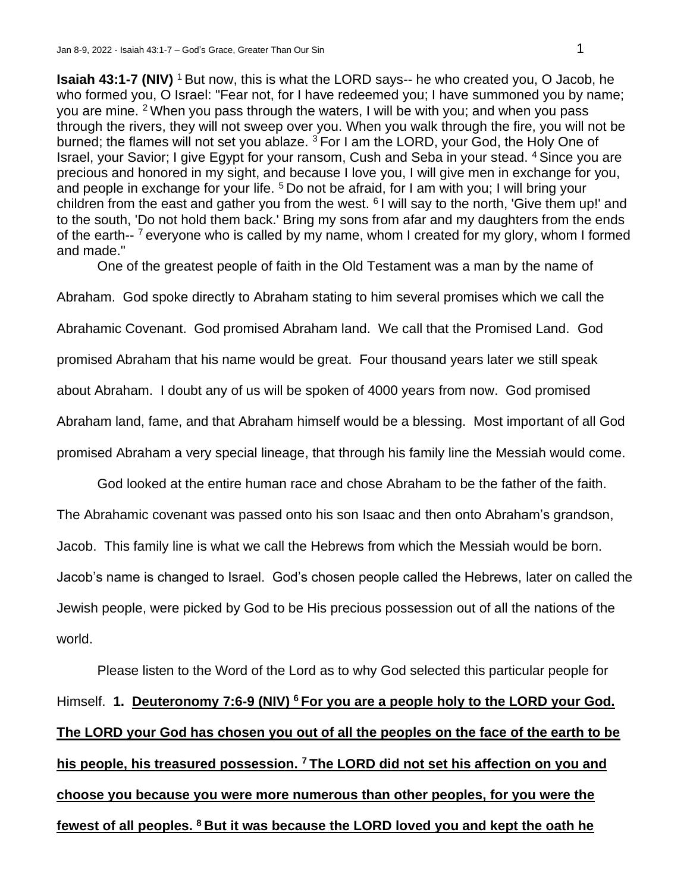**Isaiah 43:1-7 (NIV)** 1 But now, this is what the LORD says-- he who created you, O Jacob, he who formed you, O Israel: "Fear not, for I have redeemed you; I have summoned you by name; you are mine. 2 When you pass through the waters, I will be with you; and when you pass through the rivers, they will not sweep over you. When you walk through the fire, you will not be burned; the flames will not set you ablaze. 3 For I am the LORD, your God, the Holy One of Israel, your Savior; I give Egypt for your ransom, Cush and Seba in your stead. 4 Since you are precious and honored in my sight, and because I love you, I will give men in exchange for you, and people in exchange for your life. 5 Do not be afraid, for I am with you; I will bring your children from the east and gather you from the west. 6 I will say to the north, 'Give them up!' and to the south, 'Do not hold them back.' Bring my sons from afar and my daughters from the ends of the earth-- 7 everyone who is called by my name, whom I created for my glory, whom I formed and made."

One of the greatest people of faith in the Old Testament was a man by the name of Abraham. God spoke directly to Abraham stating to him several promises which we call the Abrahamic Covenant. God promised Abraham land. We call that the Promised Land. God promised Abraham that his name would be great. Four thousand years later we still speak about Abraham. I doubt any of us will be spoken of 4000 years from now. God promised Abraham land, fame, and that Abraham himself would be a blessing. Most important of all God promised Abraham a very special lineage, that through his family line the Messiah would come.

God looked at the entire human race and chose Abraham to be the father of the faith. The Abrahamic covenant was passed onto his son Isaac and then onto Abraham's grandson, Jacob. This family line is what we call the Hebrews from which the Messiah would be born. Jacob's name is changed to Israel. God's chosen people called the Hebrews, later on called the Jewish people, were picked by God to be His precious possession out of all the nations of the world.

Please listen to the Word of the Lord as to why God selected this particular people for Himself. **1. Deuteronomy 7:6-9 (NIV) 6 For you are a people holy to the LORD your God. The LORD your God has chosen you out of all the peoples on the face of the earth to be his people, his treasured possession. 7 The LORD did not set his affection on you and choose you because you were more numerous than other peoples, for you were the fewest of all peoples. 8 But it was because the LORD loved you and kept the oath he**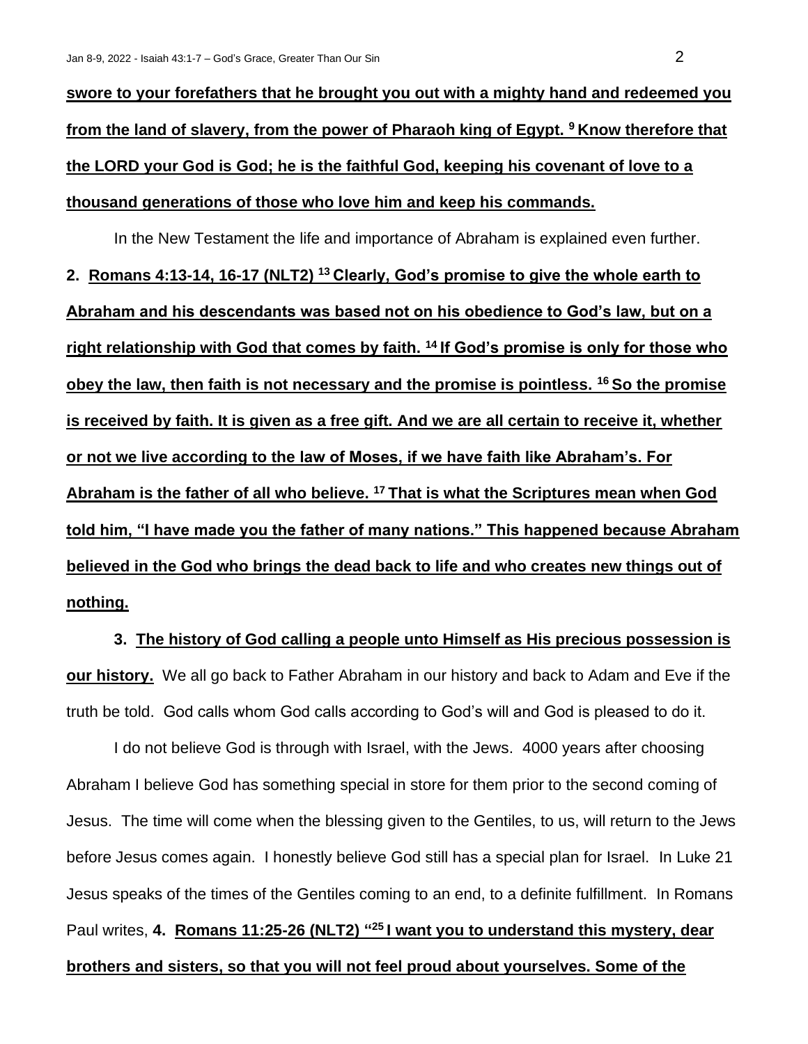**swore to your forefathers that he brought you out with a mighty hand and redeemed you from the land of slavery, from the power of Pharaoh king of Egypt. [9] Know therefore that the LORD your God is God; he is the faithful God, keeping his covenant of love to a thousand generations of those who love him and keep his commands.**

In the New Testament the life and importance of Abraham is explained even further.

**2. Romans 4:13-14, 16-17 (NLT2) [13] Clearly, God's promise to give the whole earth to Abraham and his descendants was based not on his obedience to God's law, but on a right relationship with God that comes by faith. [14] If God's promise is only for those who obey the law, then faith is not necessary and the promise is pointless. [16] So the promise is received by faith. It is given as a free gift. And we are all certain to receive it, whether or not we live according to the law of Moses, if we have faith like Abraham's. For Abraham is the father of all who believe. [17] That is what the Scriptures mean when God told him, "I have made you the father of many nations." This happened because Abraham believed in the God who brings the dead back to life and who creates new things out of nothing.**

**3. The history of God calling a people unto Himself as His precious possession is our history.** We all go back to Father Abraham in our history and back to Adam and Eve if the truth be told. God calls whom God calls according to God's will and God is pleased to do it.

I do not believe God is through with Israel, with the Jews. 4000 years after choosing Abraham I believe God has something special in store for them prior to the second coming of Jesus. The time will come when the blessing given to the Gentiles, to us, will return to the Jews before Jesus comes again. I honestly believe God still has a special plan for Israel. In Luke 21 Jesus speaks of the times of the Gentiles coming to an end, to a definite fulfillment. In Romans Paul writes, **4. Romans 11:25-26 (NLT2) "[25] I want you to understand this mystery, dear brothers and sisters, so that you will not feel proud about yourselves. Some of the**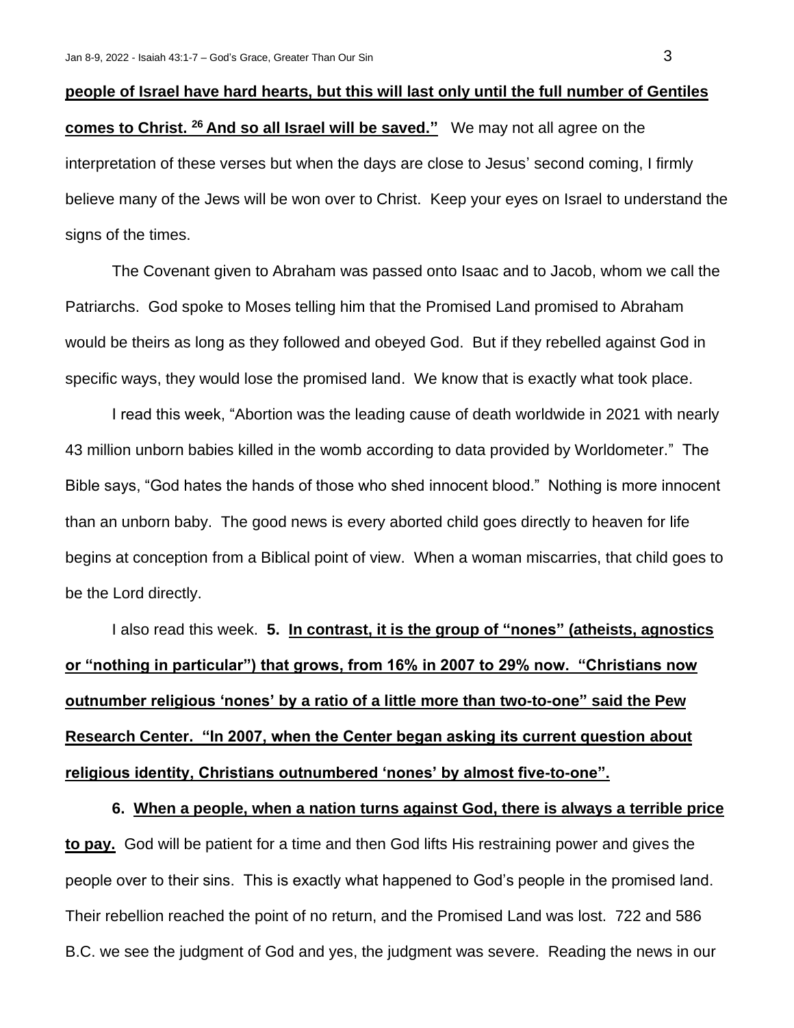**<u>people of Israel have hard hearts, but this will last only until the full number of Gentiles comes to Christ. [26] And so all Israel will be saved."</u>** We may not all agree on the interpretation of these verses but when the days are close to Jesus' second coming, I firmly believe many of the Jews will be won over to Christ. Keep your eyes on Israel to understand the signs of the times.

The Covenant given to Abraham was passed onto Isaac and to Jacob, whom we call the Patriarchs. God spoke to Moses telling him that the Promised Land promised to Abraham would be theirs as long as they followed and obeyed God. But if they rebelled against God in specific ways, they would lose the promised land. We know that is exactly what took place.

I read this week, "Abortion was the leading cause of death worldwide in 2021 with nearly 43 million unborn babies killed in the womb according to data provided by Worldometer." The Bible says, "God hates the hands of those who shed innocent blood." Nothing is more innocent than an unborn baby. The good news is every aborted child goes directly to heaven for life begins at conception from a Biblical point of view. When a woman miscarries, that child goes to be the Lord directly.

I also read this week. **5. <u>In contrast, it is the group of "nones" (atheists, agnostics or "nothing in particular") that grows, from 16% in 2007 to 29% now. "Christians now outnumber religious 'nones' by a ratio of a little more than two-to-one" said the Pew Research Center. "In 2007, when the Center began asking its current question about religious identity, Christians outnumbered 'nones' by almost five-to-one".</u>**

**6. <u>When a people, when a nation turns against God, there is always a terrible price to pay.</u>** God will be patient for a time and then God lifts His restraining power and gives the people over to their sins. This is exactly what happened to God's people in the promised land. Their rebellion reached the point of no return, and the Promised Land was lost. 722 and 586 B.C. we see the judgment of God and yes, the judgment was severe. Reading the news in our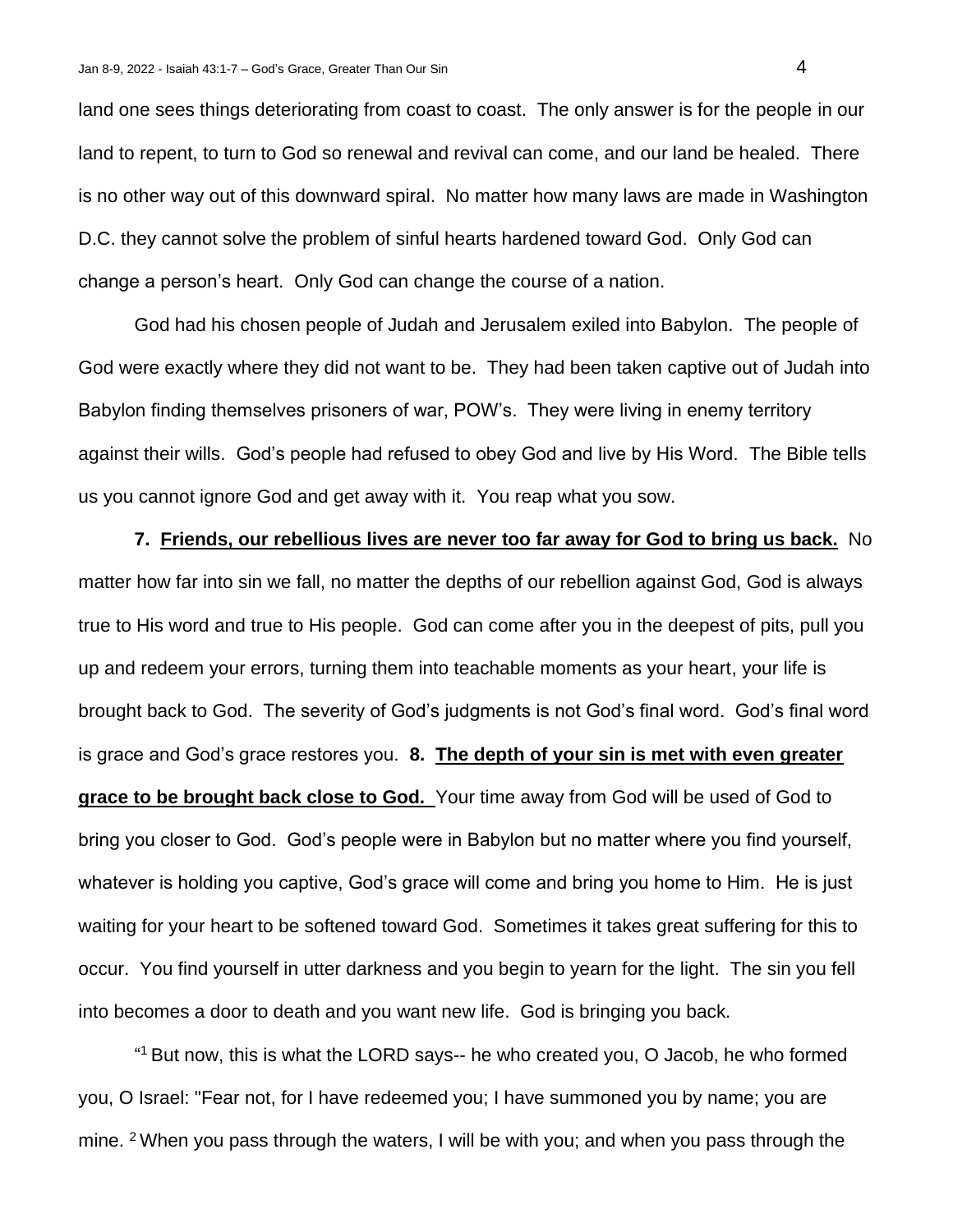land one sees things deteriorating from coast to coast. The only answer is for the people in our land to repent, to turn to God so renewal and revival can come, and our land be healed. There is no other way out of this downward spiral. No matter how many laws are made in Washington D.C. they cannot solve the problem of sinful hearts hardened toward God. Only God can change a person's heart. Only God can change the course of a nation.

God had his chosen people of Judah and Jerusalem exiled into Babylon. The people of God were exactly where they did not want to be. They had been taken captive out of Judah into Babylon finding themselves prisoners of war, POW's. They were living in enemy territory against their wills. God's people had refused to obey God and live by His Word. The Bible tells us you cannot ignore God and get away with it. You reap what you sow.

**7. <u>Friends, our rebellious lives are never too far away for God to bring us back.</u>** No matter how far into sin we fall, no matter the depths of our rebellion against God, God is always true to His word and true to His people. God can come after you in the deepest of pits, pull you up and redeem your errors, turning them into teachable moments as your heart, your life is brought back to God. The severity of God's judgments is not God's final word. God's final word is grace and God's grace restores you. **8. <u>The depth of your sin is met with even greater grace to be brought back close to God.</u>** Your time away from God will be used of God to bring you closer to God. God's people were in Babylon but no matter where you find yourself, whatever is holding you captive, God's grace will come and bring you home to Him. He is just waiting for your heart to be softened toward God. Sometimes it takes great suffering for this to occur. You find yourself in utter darkness and you begin to yearn for the light. The sin you fell into becomes a door to death and you want new life. God is bringing you back.

"[1] But now, this is what the LORD says-- he who created you, O Jacob, he who formed you, O Israel: "Fear not, for I have redeemed you; I have summoned you by name; you are mine. [2] When you pass through the waters, I will be with you; and when you pass through the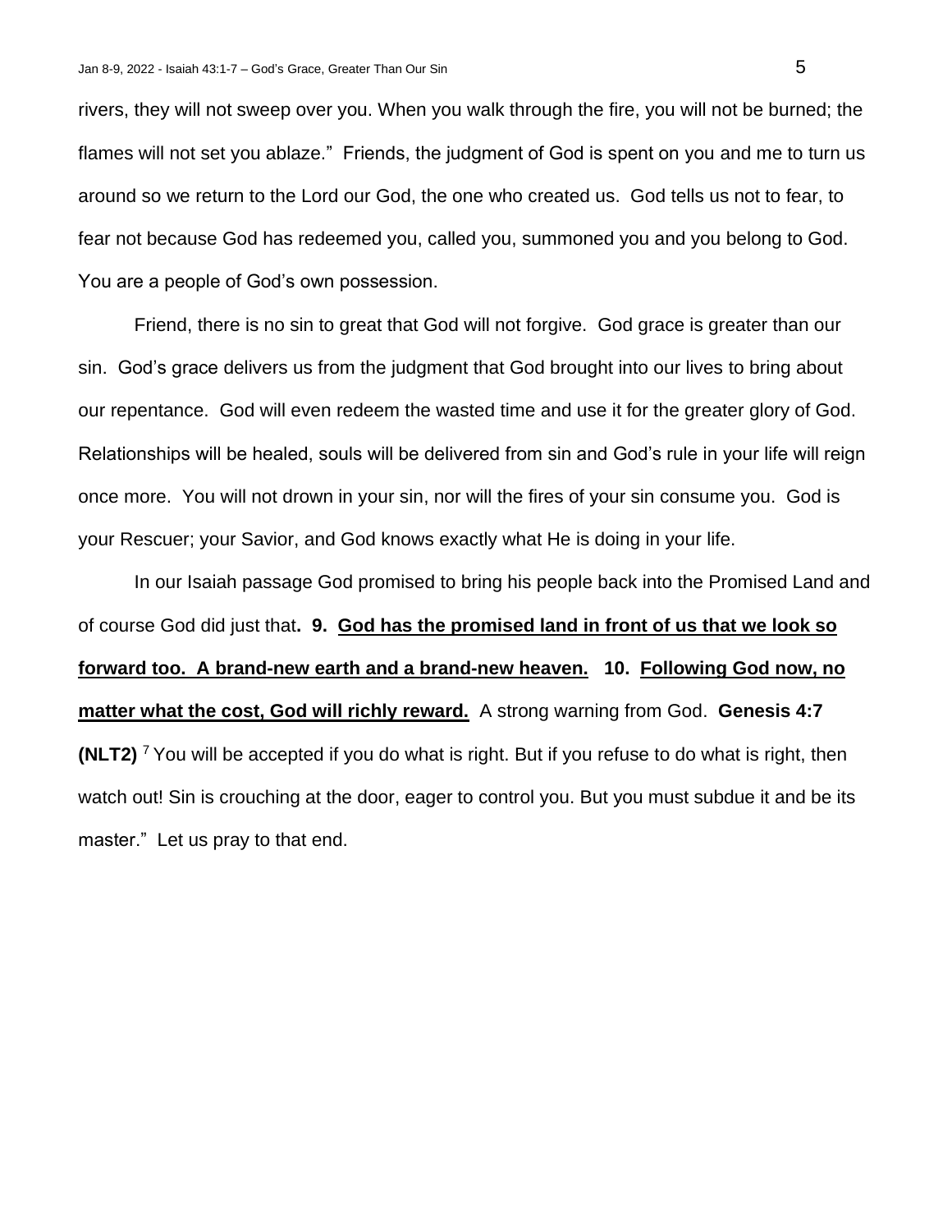rivers, they will not sweep over you. When you walk through the fire, you will not be burned; the flames will not set you ablaze." Friends, the judgment of God is spent on you and me to turn us around so we return to the Lord our God, the one who created us. God tells us not to fear, to fear not because God has redeemed you, called you, summoned you and you belong to God. You are a people of God's own possession.

Friend, there is no sin to great that God will not forgive. God grace is greater than our sin. God's grace delivers us from the judgment that God brought into our lives to bring about our repentance. God will even redeem the wasted time and use it for the greater glory of God. Relationships will be healed, souls will be delivered from sin and God's rule in your life will reign once more. You will not drown in your sin, nor will the fires of your sin consume you. God is your Rescuer; your Savior, and God knows exactly what He is doing in your life.

In our Isaiah passage God promised to bring his people back into the Promised Land and of course God did just that**. 9. <u>God has the promised land in front of us that we look so forward too. A brand-new earth and a brand-new heaven.</u> 10. <u>Following God now, no matter what the cost, God will richly reward.</u>** A strong warning from God. **Genesis 4:7 (NLT2)** [7] You will be accepted if you do what is right. But if you refuse to do what is right, then watch out! Sin is crouching at the door, eager to control you. But you must subdue it and be its master." Let us pray to that end.